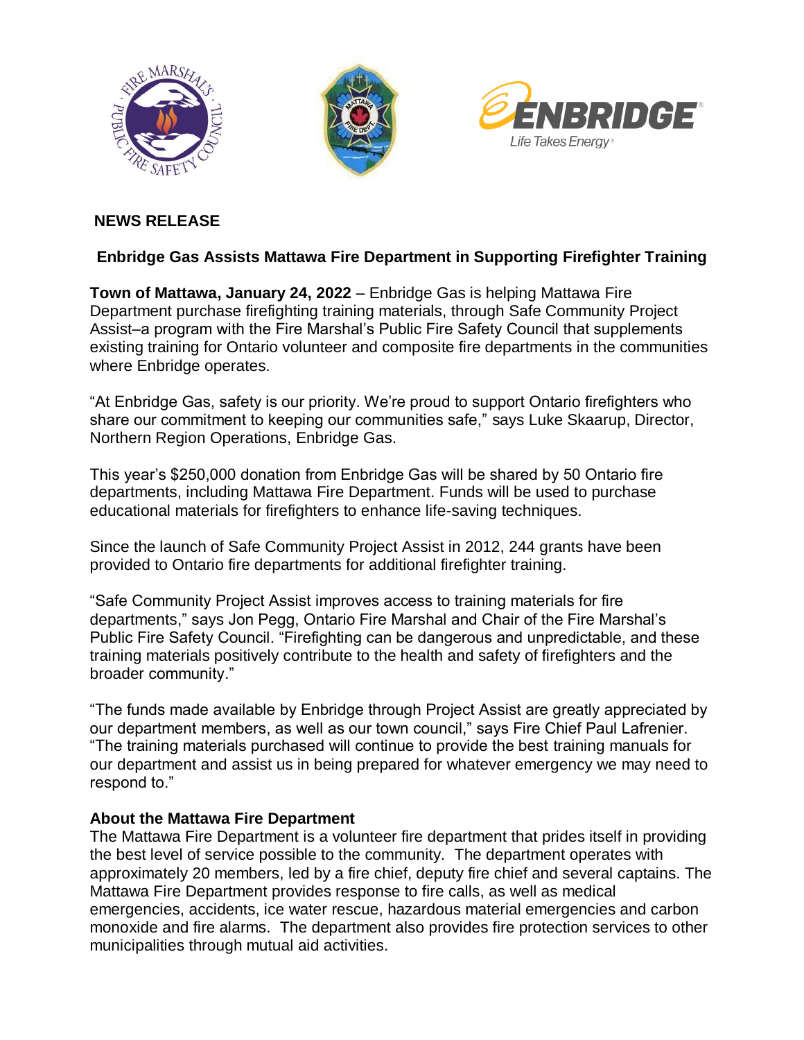**NEWS RELEASE**

## Enbridge Gas Assists Mattawa Fire Department in Supporting Firefighter Training

**Town of Mattawa, January 24, 2022** – Enbridge Gas is helping Mattawa Fire Department purchase firefighting training materials, through Safe Community Project Assist–a program with the Fire Marshal's Public Fire Safety Council that supplements existing training for Ontario volunteer and composite fire departments in the communities where Enbridge operates.

"At Enbridge Gas, safety is our priority. We're proud to support Ontario firefighters who share our commitment to keeping our communities safe," says Luke Skaarup, Director, Northern Region Operations, Enbridge Gas.

This year's $250,000 donation from Enbridge Gas will be shared by 50 Ontario fire departments, including Mattawa Fire Department. Funds will be used to purchase educational materials for firefighters to enhance life-saving techniques.

Since the launch of Safe Community Project Assist in 2012, 244 grants have been provided to Ontario fire departments for additional firefighter training.

"Safe Community Project Assist improves access to training materials for fire departments," says Jon Pegg, Ontario Fire Marshal and Chair of the Fire Marshal's Public Fire Safety Council. "Firefighting can be dangerous and unpredictable, and these training materials positively contribute to the health and safety of firefighters and the broader community."

"The funds made available by Enbridge through Project Assist are greatly appreciated by our department members, as well as our town council," says Fire Chief Paul Lafrenier. "The training materials purchased will continue to provide the best training manuals for our department and assist us in being prepared for whatever emergency we may need to respond to."

**About the Mattawa Fire Department**

The Mattawa Fire Department is a volunteer fire department that prides itself in providing the best level of service possible to the community. The department operates with approximately 20 members, led by a fire chief, deputy fire chief and several captains. The Mattawa Fire Department provides response to fire calls, as well as medical emergencies, accidents, ice water rescue, hazardous material emergencies and carbon monoxide and fire alarms. The department also provides fire protection services to other municipalities through mutual aid activities.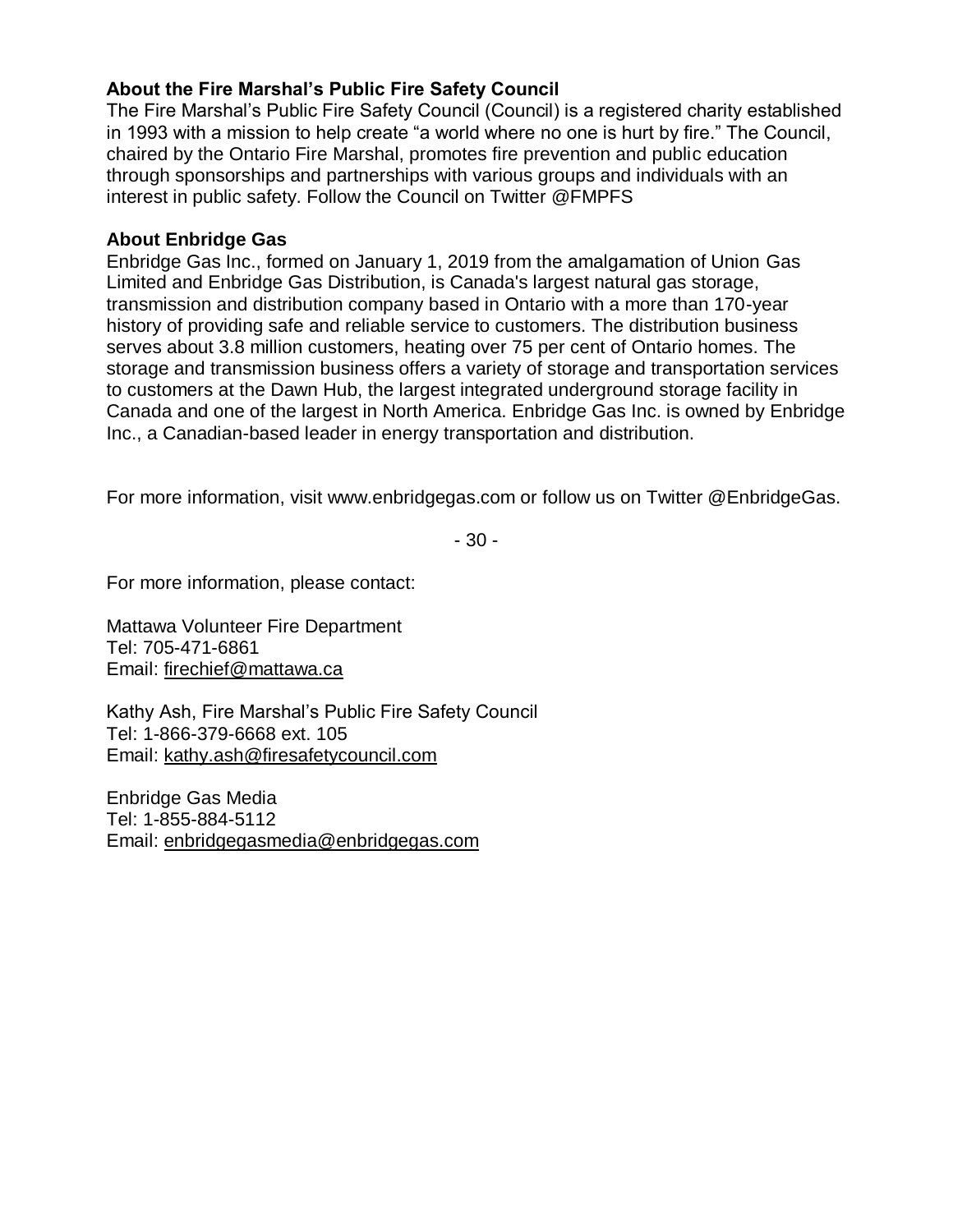### About the Fire Marshal's Public Fire Safety Council

The Fire Marshal's Public Fire Safety Council (Council) is a registered charity established in 1993 with a mission to help create "a world where no one is hurt by fire." The Council, chaired by the Ontario Fire Marshal, promotes fire prevention and public education through sponsorships and partnerships with various groups and individuals with an interest in public safety. Follow the Council on Twitter @FMPFS

### About Enbridge Gas

Enbridge Gas Inc., formed on January 1, 2019 from the amalgamation of Union Gas Limited and Enbridge Gas Distribution, is Canada's largest natural gas storage, transmission and distribution company based in Ontario with a more than 170-year history of providing safe and reliable service to customers. The distribution business serves about 3.8 million customers, heating over 75 per cent of Ontario homes. The storage and transmission business offers a variety of storage and transportation services to customers at the Dawn Hub, the largest integrated underground storage facility in Canada and one of the largest in North America. Enbridge Gas Inc. is owned by Enbridge Inc., a Canadian-based leader in energy transportation and distribution.

For more information, visit www.enbridgegas.com or follow us on Twitter @EnbridgeGas.

- 30 -

For more information, please contact:

Mattawa Volunteer Fire Department
Tel: 705-471-6861
Email: firechief@mattawa.ca

Kathy Ash, Fire Marshal's Public Fire Safety Council
Tel: 1-866-379-6668 ext. 105
Email: kathy.ash@firesafetycouncil.com

Enbridge Gas Media
Tel: 1-855-884-5112
Email: enbridgegasmedia@enbridgegas.com